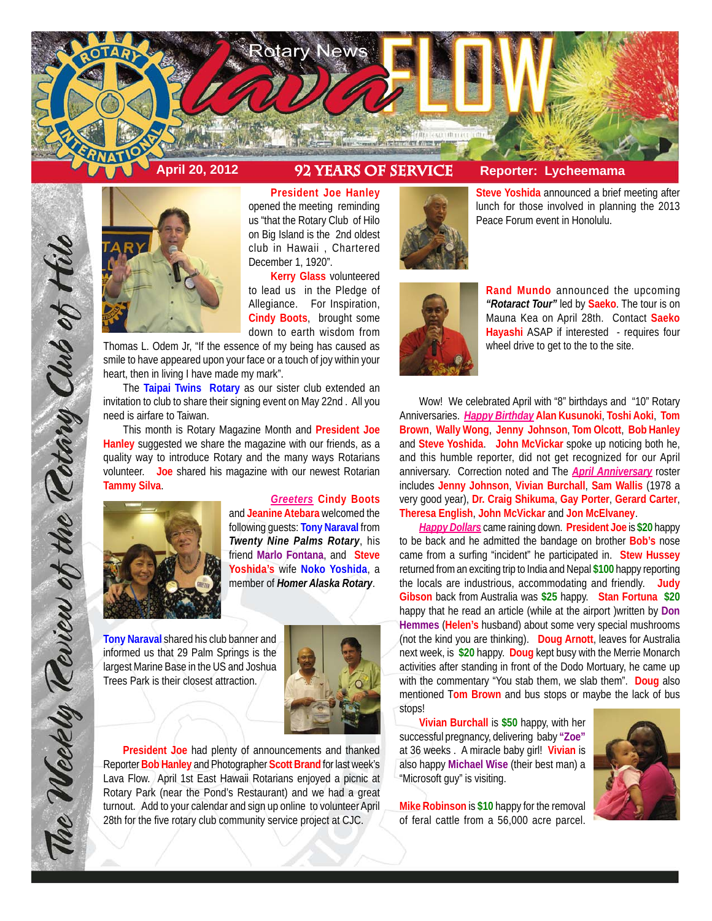# Rotary News Lava FLOW

**April 20, 2012** — **92 YEARS OF SERVICE** — **Reporter: Lycheemama**

*The Weekly Review of the Rotary Club of Hilo*

**President Joe Hanley** opened the meeting reminding us "that the Rotary Club of Hilo on Big Island is the 2nd oldest club in Hawaii, Chartered December 1, 1920".

**Kerry Glass** volunteered to lead us in the Pledge of Allegiance. For Inspiration, **Cindy Boots**, brought some down to earth wisdom from Thomas L. Odem Jr, "If the essence of my being has caused as smile to have appeared upon your face or a touch of joy within your heart, then in living I have made my mark".

The **Taipai Twins Rotary** as our sister club extended an invitation to club to share their signing event on May 22nd. All you need is airfare to Taiwan.

This month is Rotary Magazine Month and **President Joe Hanley** suggested we share the magazine with our friends, as a quality way to introduce Rotary and the many ways Rotarians volunteer. **Joe** shared his magazine with our newest Rotarian **Tammy Silva**.

***Greeters*** **Cindy Boots** and **Jeanine Atebara** welcomed the following guests: **Tony Naraval** from ***Twenty Nine Palms Rotary***, his friend **Marlo Fontana**, and **Steve Yoshida's** wife **Noko Yoshida**, a member of ***Homer Alaska Rotary***.

**Tony Naraval** shared his club banner and informed us that 29 Palm Springs is the largest Marine Base in the US and Joshua Trees Park is their closest attraction.

**President Joe** had plenty of announcements and thanked Reporter **Bob Hanley** and Photographer **Scott Brand** for last week's Lava Flow. April 1st East Hawaii Rotarians enjoyed a picnic at Rotary Park (near the Pond's Restaurant) and we had a great turnout. Add to your calendar and sign up online to volunteer April 28th for the five rotary club community service project at CJC.

**Steve Yoshida** announced a brief meeting after lunch for those involved in planning the 2013 Peace Forum event in Honolulu.

**Rand Mundo** announced the upcoming ***"Rotaract Tour"*** led by **Saeko**. The tour is on Mauna Kea on April 28th. Contact **Saeko Hayashi** ASAP if interested - requires four wheel drive to get to the to the site.

Wow! We celebrated April with "8" birthdays and "10" Rotary Anniversaries. ***Happy Birthday*** **Alan Kusunoki**, **Toshi Aoki**, **Tom Brown**, **Wally Wong**, **Jenny Johnson**, **Tom Olcott**, **Bob Hanley** and **Steve Yoshida**. **John McVickar** spoke up noticing both he, and this humble reporter, did not get recognized for our April anniversary. Correction noted and The ***April Anniversary*** roster includes **Jenny Johnson**, **Vivian Burchall**, **Sam Wallis** (1978 a very good year), **Dr. Craig Shikuma**, **Gay Porter**, **Gerard Carter**, **Theresa English**, **John McVickar** and **Jon McElvaney**.

***Happy Dollars*** came raining down. **President Joe** is **$20** happy to be back and he admitted the bandage on brother **Bob's** nose came from a surfing "incident" he participated in. **Stew Hussey** returned from an exciting trip to India and Nepal **$100** happy reporting the locals are industrious, accommodating and friendly. **Judy Gibson** back from Australia was **$25** happy. **Stan Fortuna** **$20** happy that he read an article (while at the airport )written by **Don Hemmes** (**Helen's** husband) about some very special mushrooms (not the kind you are thinking). **Doug Arnott**, leaves for Australia next week, is **$20** happy. **Doug** kept busy with the Merrie Monarch activities after standing in front of the Dodo Mortuary, he came up with the commentary "You stab them, we slab them". **Doug** also mentioned **Tom Brown** and bus stops or maybe the lack of bus stops!

**Vivian Burchall** is **$50** happy, with her successful pregnancy, delivering baby **"Zoe"** at 36 weeks . A miracle baby girl! **Vivian** is also happy **Michael Wise** (their best man) a "Microsoft guy" is visiting.

**Mike Robinson** is **$10** happy for the removal of feral cattle from a 56,000 acre parcel.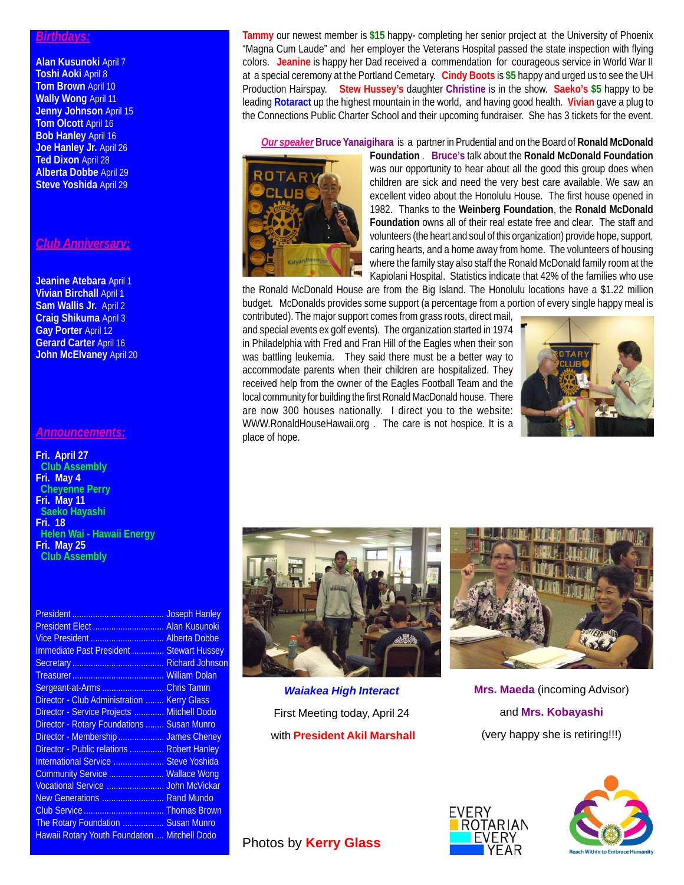## Birthdays:

**Alan Kusunoki** April 7
**Toshi Aoki** April 8
**Tom Brown** April 10
**Wally Wong** April 11
**Jenny Johnson** April 15
**Tom Olcott** April 16
**Bob Hanley** April 16
**Joe Hanley Jr.** April 26
**Ted Dixon** April 28
**Alberta Dobbe** April 29
**Steve Yoshida** April 29

## Club Anniversary:

**Jeanine Atebara** April 1
**Vivian Birchall** April 1
**Sam Wallis Jr.** April 2
**Craig Shikuma** April 3
**Gay Porter** April 12
**Gerard Carter** April 16
**John McElvaney** April 20

## Announcements:

**Fri. April 27**
**Club Assembly**
**Fri. May 4**
**Cheyenne Perry**
**Fri. May 11**
**Saeko Hayashi**
**Fri. 18**
**Helen Wai - Hawaii Energy**
**Fri. May 25**
**Club Assembly**

| | |
|---|---|
| President | Joseph Hanley |
| President Elect | Alan Kusunoki |
| Vice President | Alberta Dobbe |
| Immediate Past President | Stewart Hussey |
| Secretary | Richard Johnson |
| Treasurer | William Dolan |
| Sergeant-at-Arms | Chris Tamm |
| Director - Club Administration | Kerry Glass |
| Director - Service Projects | Mitchell Dodo |
| Director - Rotary Foundations | Susan Munro |
| Director - Membership | James Cheney |
| Director - Public relations | Robert Hanley |
| International Service | Steve Yoshida |
| Community Service | Wallace Wong |
| Vocational Service | John McVickar |
| New Generations | Rand Mundo |
| Club Service | Thomas Brown |
| The Rotary Foundation | Susan Munro |
| Hawaii Rotary Youth Foundation | Mitchell Dodo |

**Tammy** our newest member is **$15** happy- completing her senior project at the University of Phoenix "Magna Cum Laude" and her employer the Veterans Hospital passed the state inspection with flying colors. **Jeanine** is happy her Dad received a commendation for courageous service in World War II at a special ceremony at the Portland Cemetary. **Cindy Boots** is **$5** happy and urged us to see the UH Production Hairspay. **Stew Hussey's** daughter **Christine** is in the show. **Saeko's $5** happy to be leading **Rotaract** up the highest mountain in the world, and having good health. **Vivian** gave a plug to the Connections Public Charter School and their upcoming fundraiser. She has 3 tickets for the event.

*Our speaker* **Bruce Yanaigihara** is a partner in Prudential and on the Board of **Ronald McDonald Foundation**. **Bruce's** talk about the **Ronald McDonald Foundation** was our opportunity to hear about all the good this group does when children are sick and need the very best care available. We saw an excellent video about the Honolulu House. The first house opened in 1982. Thanks to the **Weinberg Foundation**, the **Ronald McDonald Foundation** owns all of their real estate free and clear. The staff and volunteers (the heart and soul of this organization) provide hope, support, caring hearts, and a home away from home. The volunteers of housing where the family stay also staff the Ronald McDonald family room at the Kapiolani Hospital. Statistics indicate that 42% of the families who use the Ronald McDonald House are from the Big Island. The Honolulu locations have a $1.22 million budget. McDonalds provides some support (a percentage from a portion of every single happy meal is contributed). The major support comes from grass roots, direct mail, and special events ex golf events). The organization started in 1974 in Philadelphia with Fred and Fran Hill of the Eagles when their son was battling leukemia. They said there must be a better way to accommodate parents when their children are hospitalized. They received help from the owner of the Eagles Football Team and the local community for building the first Ronald MacDonald house. There are now 300 houses nationally. I direct you to the website: WWW.RonaldHouseHawaii.org . The care is not hospice. It is a place of hope.

***Waiakea High Interact***
First Meeting today, April 24
with **President Akil Marshall**

**Mrs. Maeda** (incoming Advisor)
and **Mrs. Kobayashi**
(very happy she is retiring!!!)

Photos by **Kerry Glass**